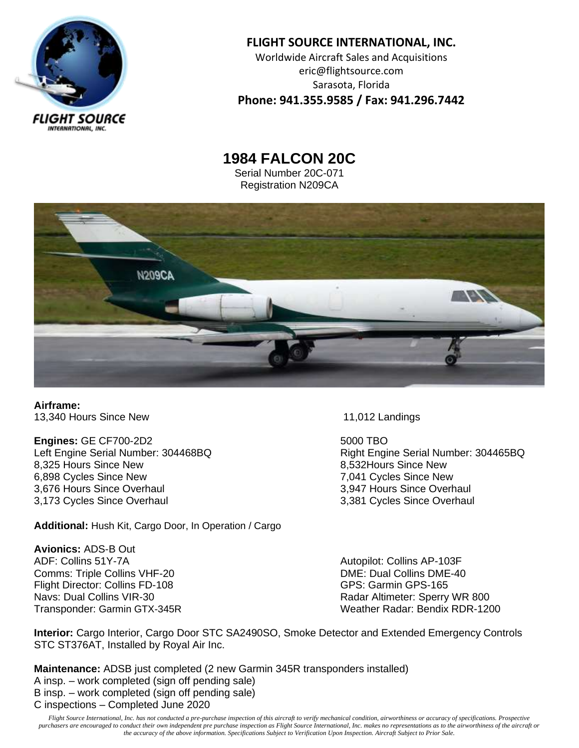**FLIGHT SOURCE INTERNATIONAL, INC.**
Worldwide Aircraft Sales and Acquisitions
eric@flightsource.com
Sarasota, Florida
**Phone: 941.355.9585 / Fax: 941.296.7442**

# 1984 FALCON 20C

Serial Number 20C-071
Registration N209CA

**Airframe:**
13,340 Hours Since New
11,012 Landings

**Engines:** GE CF700-2D2
5000 TBO

Left Engine Serial Number: 304468BQ
8,325 Hours Since New
6,898 Cycles Since New
3,676 Hours Since Overhaul
3,173 Cycles Since Overhaul

Right Engine Serial Number: 304465BQ
8,532Hours Since New
7,041 Cycles Since New
3,947 Hours Since Overhaul
3,381 Cycles Since Overhaul

**Additional:** Hush Kit, Cargo Door, In Operation / Cargo

**Avionics:** ADS-B Out
ADF: Collins 51Y-7A
Comms: Triple Collins VHF-20
Flight Director: Collins FD-108
Navs: Dual Collins VIR-30
Transponder: Garmin GTX-345R
Autopilot: Collins AP-103F
DME: Dual Collins DME-40
GPS: Garmin GPS-165
Radar Altimeter: Sperry WR 800
Weather Radar: Bendix RDR-1200

**Interior:** Cargo Interior, Cargo Door STC SA2490SO, Smoke Detector and Extended Emergency Controls STC ST376AT, Installed by Royal Air Inc.

**Maintenance:** ADSB just completed (2 new Garmin 345R transponders installed)
A insp. – work completed (sign off pending sale)
B insp. – work completed (sign off pending sale)
C inspections – Completed June 2020

*Flight Source International, Inc. has not conducted a pre-purchase inspection of this aircraft to verify mechanical condition, airworthiness or accuracy of specifications. Prospective purchasers are encouraged to conduct their own independent pre purchase inspection as Flight Source International, Inc. makes no representations as to the airworthiness of the aircraft or the accuracy of the above information. Specifications Subject to Verification Upon Inspection. Aircraft Subject to Prior Sale.*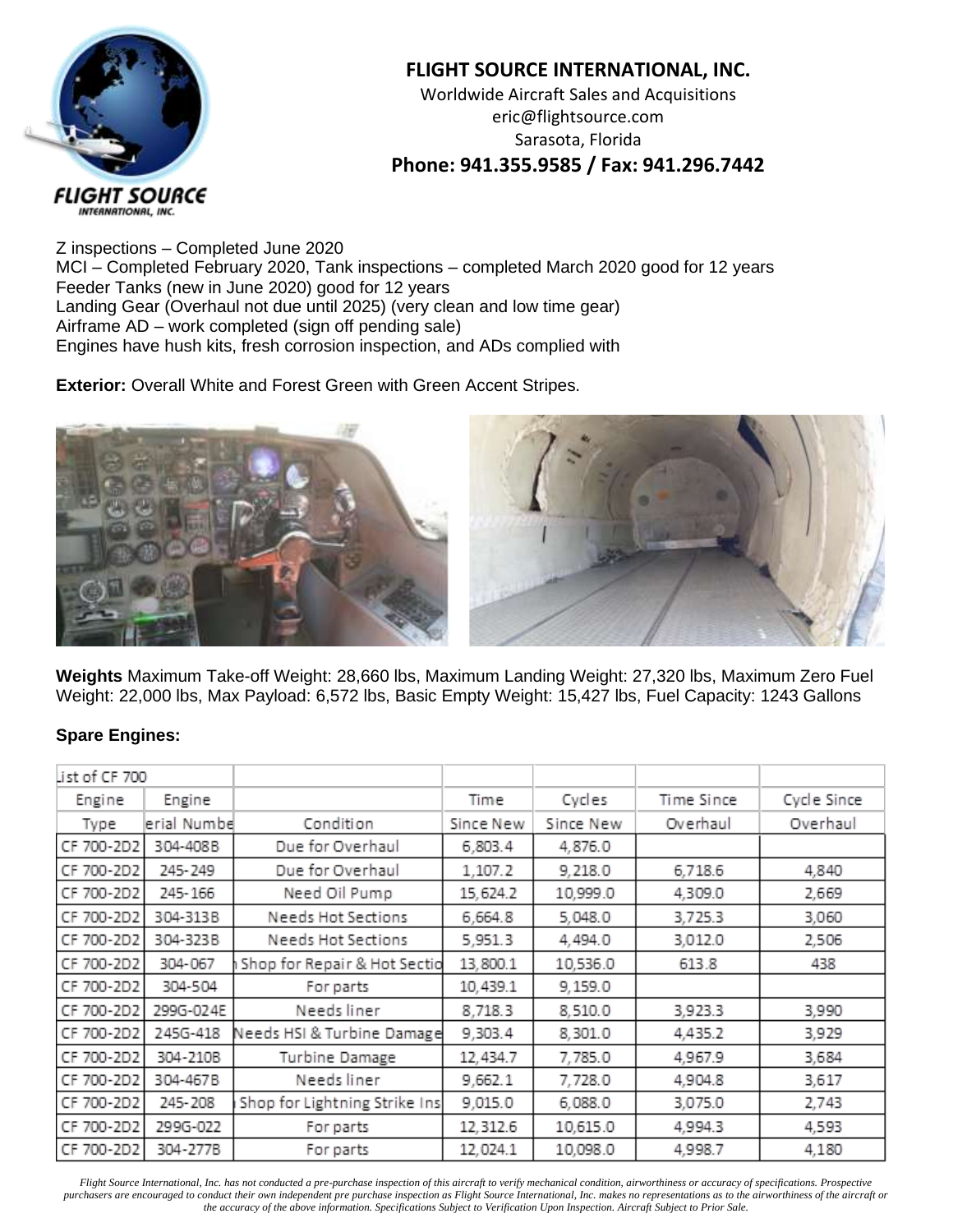**FLIGHT SOURCE INTERNATIONAL, INC.**
Worldwide Aircraft Sales and Acquisitions
eric@flightsource.com
Sarasota, Florida
**Phone: 941.355.9585 / Fax: 941.296.7442**

Z inspections – Completed June 2020
MCI – Completed February 2020, Tank inspections – completed March 2020 good for 12 years
Feeder Tanks (new in June 2020) good for 12 years
Landing Gear (Overhaul not due until 2025) (very clean and low time gear)
Airframe AD – work completed (sign off pending sale)
Engines have hush kits, fresh corrosion inspection, and ADs complied with

**Exterior:** Overall White and Forest Green with Green Accent Stripes.

**Weights** Maximum Take-off Weight: 28,660 lbs, Maximum Landing Weight: 27,320 lbs, Maximum Zero Fuel Weight: 22,000 lbs, Max Payload: 6,572 lbs, Basic Empty Weight: 15,427 lbs, Fuel Capacity: 1243 Gallons

**Spare Engines:**

| List of CF 700 | | | | | | |
|---|---|---|---|---|---|---|
| Engine Type | Engine Serial Number | Condition | Time Since New | Cycles Since New | Time Since Overhaul | Cycle Since Overhaul |
| CF 700-2D2 | 304-408B | Due for Overhaul | 6,803.4 | 4,876.0 | | |
| CF 700-2D2 | 245-249 | Due for Overhaul | 1,107.2 | 9,218.0 | 6,718.6 | 4,840 |
| CF 700-2D2 | 245-166 | Need Oil Pump | 15,624.2 | 10,999.0 | 4,309.0 | 2,669 |
| CF 700-2D2 | 304-313B | Needs Hot Sections | 6,664.8 | 5,048.0 | 3,725.3 | 3,060 |
| CF 700-2D2 | 304-323B | Needs Hot Sections | 5,951.3 | 4,494.0 | 3,012.0 | 2,506 |
| CF 700-2D2 | 304-067 | Shop for Repair & Hot Section | 13,800.1 | 10,536.0 | 613.8 | 438 |
| CF 700-2D2 | 304-504 | For parts | 10,439.1 | 9,159.0 | | |
| CF 700-2D2 | 299G-024E | Needs liner | 8,718.3 | 8,510.0 | 3,923.3 | 3,990 |
| CF 700-2D2 | 245G-418 | Needs HSI & Turbine Damage | 9,303.4 | 8,301.0 | 4,435.2 | 3,929 |
| CF 700-2D2 | 304-210B | Turbine Damage | 12,434.7 | 7,785.0 | 4,967.9 | 3,684 |
| CF 700-2D2 | 304-467B | Needs liner | 9,662.1 | 7,728.0 | 4,904.8 | 3,617 |
| CF 700-2D2 | 245-208 | Shop for Lightning Strike Ins | 9,015.0 | 6,088.0 | 3,075.0 | 2,743 |
| CF 700-2D2 | 299G-022 | For parts | 12,312.6 | 10,615.0 | 4,994.3 | 4,593 |
| CF 700-2D2 | 304-277B | For parts | 12,024.1 | 10,098.0 | 4,998.7 | 4,180 |

*Flight Source International, Inc. has not conducted a pre-purchase inspection of this aircraft to verify mechanical condition, airworthiness or accuracy of specifications. Prospective purchasers are encouraged to conduct their own independent pre purchase inspection as Flight Source International, Inc. makes no representations as to the airworthiness of the aircraft or the accuracy of the above information. Specifications Subject to Verification Upon Inspection. Aircraft Subject to Prior Sale.*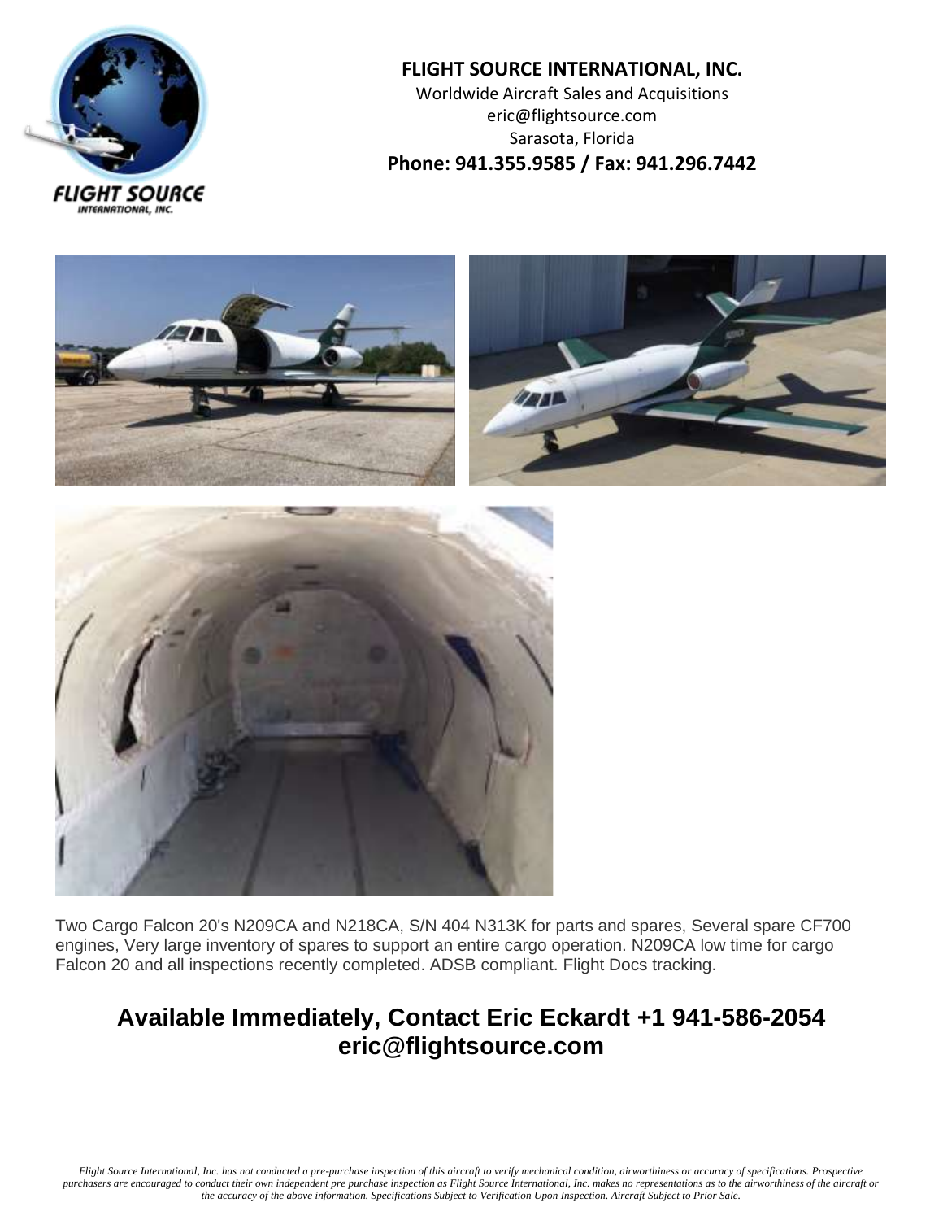**FLIGHT SOURCE INTERNATIONAL, INC.**
Worldwide Aircraft Sales and Acquisitions
eric@flightsource.com
Sarasota, Florida
**Phone: 941.355.9585 / Fax: 941.296.7442**

Two Cargo Falcon 20's N209CA and N218CA, S/N 404 N313K for parts and spares, Several spare CF700 engines, Very large inventory of spares to support an entire cargo operation. N209CA low time for cargo Falcon 20 and all inspections recently completed. ADSB compliant. Flight Docs tracking.

## Available Immediately, Contact Eric Eckardt +1 941-586-2054
## eric@flightsource.com

*Flight Source International, Inc. has not conducted a pre-purchase inspection of this aircraft to verify mechanical condition, airworthiness or accuracy of specifications. Prospective purchasers are encouraged to conduct their own independent pre purchase inspection as Flight Source International, Inc. makes no representations as to the airworthiness of the aircraft or the accuracy of the above information. Specifications Subject to Verification Upon Inspection. Aircraft Subject to Prior Sale.*